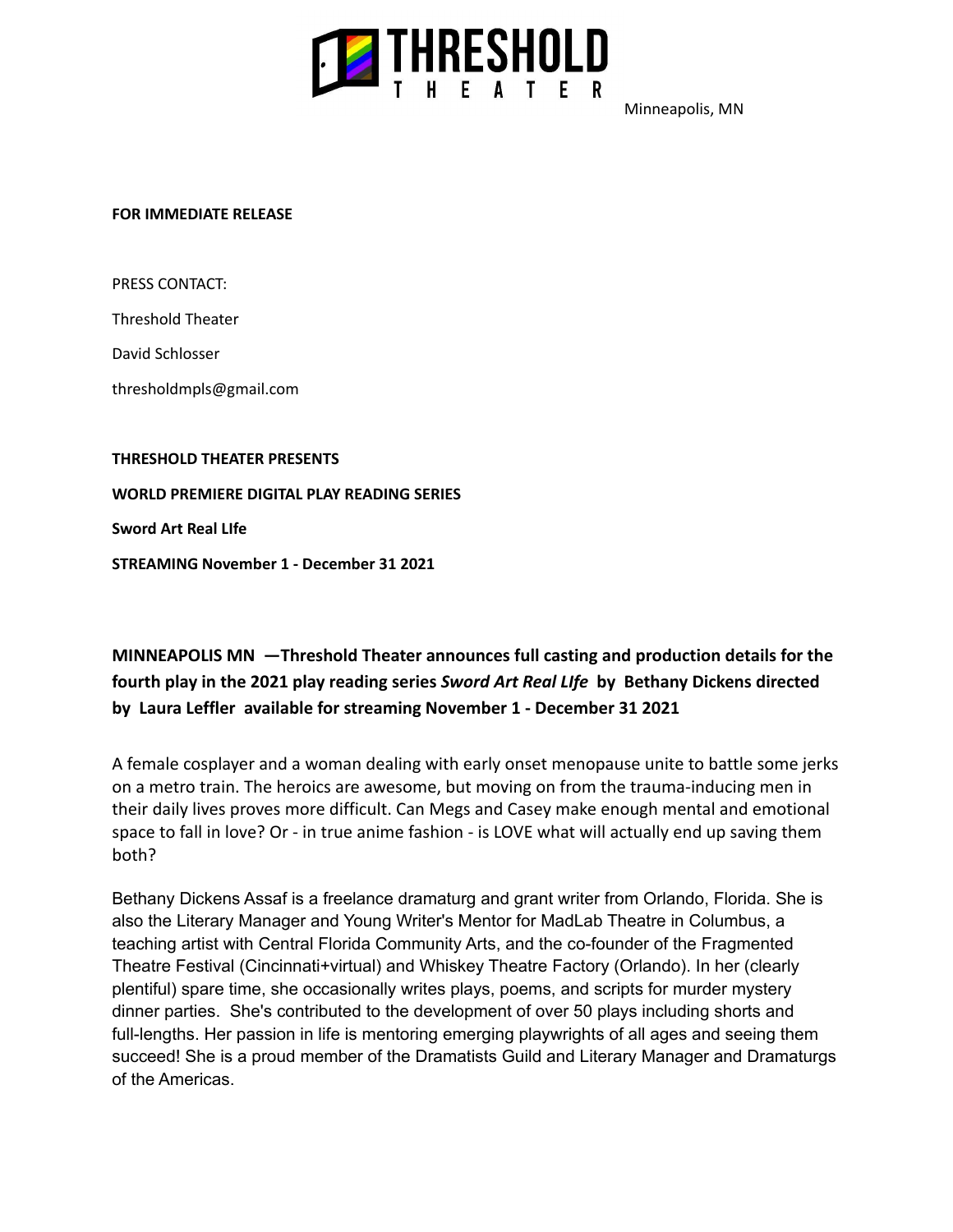# THRESHOLD THEATER

Minneapolis, MN

**FOR IMMEDIATE RELEASE**

PRESS CONTACT:

Threshold Theater

David Schlosser

thresholdmpls@gmail.com

**THRESHOLD THEATER PRESENTS**

**WORLD PREMIERE DIGITAL PLAY READING SERIES**

**Sword Art Real LIfe**

**STREAMING November 1 - December 31 2021**

**MINNEAPOLIS MN —Threshold Theater announces full casting and production details for the fourth play in the 2021 play reading series *Sword Art Real LIfe* by Bethany Dickens directed by Laura Leffler available for streaming November 1 - December 31 2021**

A female cosplayer and a woman dealing with early onset menopause unite to battle some jerks on a metro train. The heroics are awesome, but moving on from the trauma-inducing men in their daily lives proves more difficult. Can Megs and Casey make enough mental and emotional space to fall in love? Or - in true anime fashion - is LOVE what will actually end up saving them both?

Bethany Dickens Assaf is a freelance dramaturg and grant writer from Orlando, Florida. She is also the Literary Manager and Young Writer's Mentor for MadLab Theatre in Columbus, a teaching artist with Central Florida Community Arts, and the co-founder of the Fragmented Theatre Festival (Cincinnati+virtual) and Whiskey Theatre Factory (Orlando). In her (clearly plentiful) spare time, she occasionally writes plays, poems, and scripts for murder mystery dinner parties. She's contributed to the development of over 50 plays including shorts and full-lengths. Her passion in life is mentoring emerging playwrights of all ages and seeing them succeed! She is a proud member of the Dramatists Guild and Literary Manager and Dramaturgs of the Americas.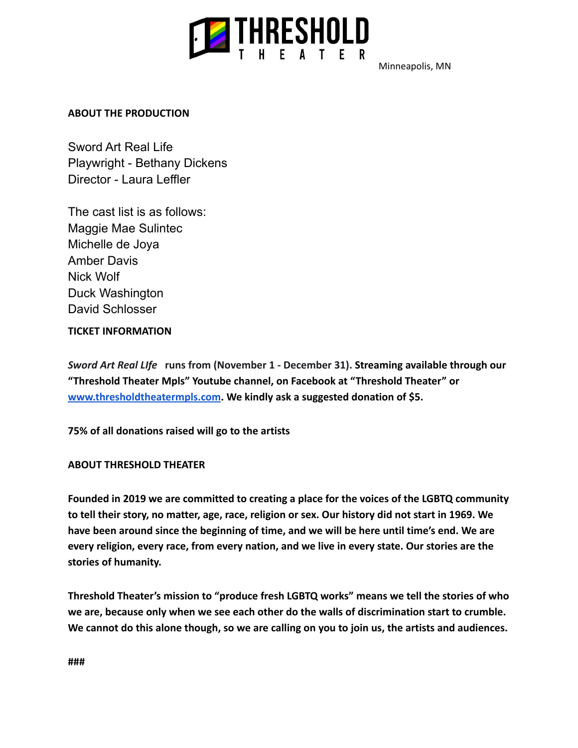THRESHOLD THEATER

Minneapolis, MN

**ABOUT THE PRODUCTION**

Sword Art Real Life
Playwright - Bethany Dickens
Director - Laura Leffler

The cast list is as follows:
Maggie Mae Sulintec
Michelle de Joya
Amber Davis
Nick Wolf
Duck Washington
David Schlosser

**TICKET INFORMATION**

***Sword Art Real LIfe*** **runs from (November 1 - December 31). Streaming available through our "Threshold Theater Mpls" Youtube channel, on Facebook at "Threshold Theater" or [www.thresholdtheatermpls.com](http://www.thresholdtheatermpls.com). We kindly ask a suggested donation of $5.**

**75% of all donations raised will go to the artists**

**ABOUT THRESHOLD THEATER**

**Founded in 2019 we are committed to creating a place for the voices of the LGBTQ community to tell their story, no matter, age, race, religion or sex. Our history did not start in 1969. We have been around since the beginning of time, and we will be here until time's end. We are every religion, every race, from every nation, and we live in every state. Our stories are the stories of humanity.**

**Threshold Theater's mission to "produce fresh LGBTQ works" means we tell the stories of who we are, because only when we see each other do the walls of discrimination start to crumble. We cannot do this alone though, so we are calling on you to join us, the artists and audiences.**

**###**